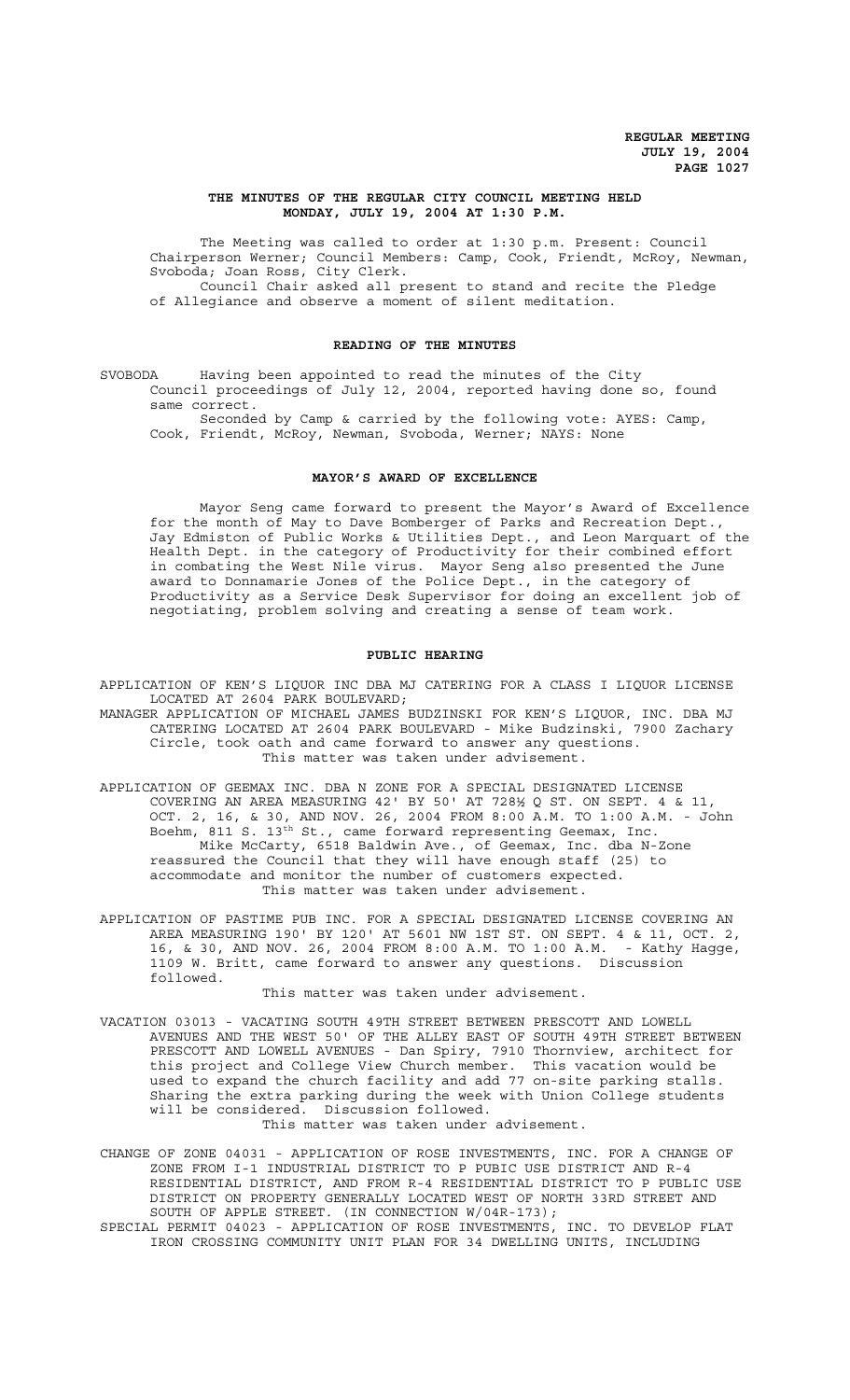**REGULAR MEETING**
**JULY 19, 2004**

### THE MINUTES OF THE REGULAR CITY COUNCIL MEETING HELD MONDAY, JULY 19, 2004 AT 1:30 P.M.

The Meeting was called to order at 1:30 p.m. Present: Council Chairperson Werner; Council Members: Camp, Cook, Friendt, McRoy, Newman, Svoboda; Joan Ross, City Clerk.

Council Chair asked all present to stand and recite the Pledge of Allegiance and observe a moment of silent meditation.

### READING OF THE MINUTES

SVOBODA Having been appointed to read the minutes of the City Council proceedings of July 12, 2004, reported having done so, found same correct.

Seconded by Camp & carried by the following vote: AYES: Camp, Cook, Friendt, McRoy, Newman, Svoboda, Werner; NAYS: None

### MAYOR'S AWARD OF EXCELLENCE

Mayor Seng came forward to present the Mayor's Award of Excellence for the month of May to Dave Bomberger of Parks and Recreation Dept., Jay Edmiston of Public Works & Utilities Dept., and Leon Marquart of the Health Dept. in the category of Productivity for their combined effort in combating the West Nile virus. Mayor Seng also presented the June award to Donnamarie Jones of the Police Dept., in the category of Productivity as a Service Desk Supervisor for doing an excellent job of negotiating, problem solving and creating a sense of team work.

### PUBLIC HEARING

APPLICATION OF KEN'S LIQUOR INC DBA MJ CATERING FOR A CLASS I LIQUOR LICENSE LOCATED AT 2604 PARK BOULEVARD;

MANAGER APPLICATION OF MICHAEL JAMES BUDZINSKI FOR KEN'S LIQUOR, INC. DBA MJ CATERING LOCATED AT 2604 PARK BOULEVARD - Mike Budzinski, 7900 Zachary Circle, took oath and came forward to answer any questions.

This matter was taken under advisement.

APPLICATION OF GEEMAX INC. DBA N ZONE FOR A SPECIAL DESIGNATED LICENSE COVERING AN AREA MEASURING 42' BY 50' AT 728½ Q ST. ON SEPT. 4 & 11, OCT. 2, 16, & 30, AND NOV. 26, 2004 FROM 8:00 A.M. TO 1:00 A.M. - John Boehm, 811 S. 13th St., came forward representing Geemax, Inc.

Mike McCarty, 6518 Baldwin Ave., of Geemax, Inc. dba N-Zone reassured the Council that they will have enough staff (25) to accommodate and monitor the number of customers expected.

This matter was taken under advisement.

APPLICATION OF PASTIME PUB INC. FOR A SPECIAL DESIGNATED LICENSE COVERING AN AREA MEASURING 190' BY 120' AT 5601 NW 1ST ST. ON SEPT. 4 & 11, OCT. 2, 16, & 30, AND NOV. 26, 2004 FROM 8:00 A.M. TO 1:00 A.M. - Kathy Hagge, 1109 W. Britt, came forward to answer any questions. Discussion followed.

This matter was taken under advisement.

VACATION 03013 - VACATING SOUTH 49TH STREET BETWEEN PRESCOTT AND LOWELL AVENUES AND THE WEST 50' OF THE ALLEY EAST OF SOUTH 49TH STREET BETWEEN PRESCOTT AND LOWELL AVENUES - Dan Spiry, 7910 Thornview, architect for this project and College View Church member. This vacation would be used to expand the church facility and add 77 on-site parking stalls. Sharing the extra parking during the week with Union College students will be considered. Discussion followed.

This matter was taken under advisement.

CHANGE OF ZONE 04031 - APPLICATION OF ROSE INVESTMENTS, INC. FOR A CHANGE OF ZONE FROM I-1 INDUSTRIAL DISTRICT TO P PUBIC USE DISTRICT AND R-4 RESIDENTIAL DISTRICT, AND FROM R-4 RESIDENTIAL DISTRICT TO P PUBLIC USE DISTRICT ON PROPERTY GENERALLY LOCATED WEST OF NORTH 33RD STREET AND SOUTH OF APPLE STREET. (IN CONNECTION W/04R-173);

SPECIAL PERMIT 04023 - APPLICATION OF ROSE INVESTMENTS, INC. TO DEVELOP FLAT IRON CROSSING COMMUNITY UNIT PLAN FOR 34 DWELLING UNITS, INCLUDING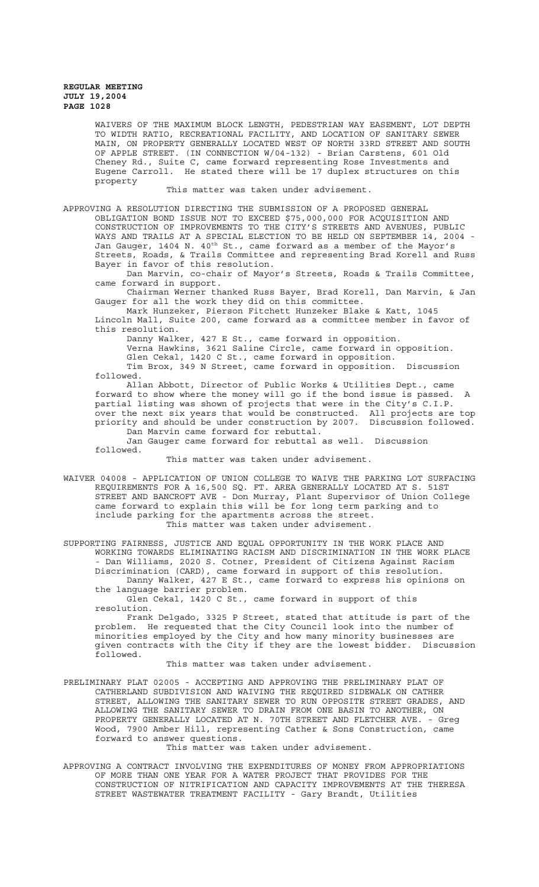WAIVERS OF THE MAXIMUM BLOCK LENGTH, PEDESTRIAN WAY EASEMENT, LOT DEPTH TO WIDTH RATIO, RECREATIONAL FACILITY, AND LOCATION OF SANITARY SEWER MAIN, ON PROPERTY GENERALLY LOCATED WEST OF NORTH 33RD STREET AND SOUTH OF APPLE STREET. (IN CONNECTION W/04-132) - Brian Carstens, 601 Old Cheney Rd., Suite C, came forward representing Rose Investments and Eugene Carroll. He stated there will be 17 duplex structures on this property

This matter was taken under advisement.

APPROVING A RESOLUTION DIRECTING THE SUBMISSION OF A PROPOSED GENERAL OBLIGATION BOND ISSUE NOT TO EXCEED $75,000,000 FOR ACQUISITION AND CONSTRUCTION OF IMPROVEMENTS TO THE CITY'S STREETS AND AVENUES, PUBLIC WAYS AND TRAILS AT A SPECIAL ELECTION TO BE HELD ON SEPTEMBER 14, 2004 - Jan Gauger, 1404 N. 40th St., came forward as a member of the Mayor's Streets, Roads, & Trails Committee and representing Brad Korell and Russ Bayer in favor of this resolution.

Dan Marvin, co-chair of Mayor's Streets, Roads & Trails Committee, came forward in support.

Chairman Werner thanked Russ Bayer, Brad Korell, Dan Marvin, & Jan Gauger for all the work they did on this committee.

Mark Hunzeker, Pierson Fitchett Hunzeker Blake & Katt, 1045 Lincoln Mall, Suite 200, came forward as a committee member in favor of this resolution.

Danny Walker, 427 E St., came forward in opposition.

Verna Hawkins, 3621 Saline Circle, came forward in opposition.

Glen Cekal, 1420 C St., came forward in opposition.

Tim Brox, 349 N Street, came forward in opposition. Discussion followed.

Allan Abbott, Director of Public Works & Utilities Dept., came forward to show where the money will go if the bond issue is passed. A partial listing was shown of projects that were in the City's C.I.P. over the next six years that would be constructed. All projects are top priority and should be under construction by 2007. Discussion followed.

Dan Marvin came forward for rebuttal.

Jan Gauger came forward for rebuttal as well. Discussion followed.

This matter was taken under advisement.

WAIVER 04008 - APPLICATION OF UNION COLLEGE TO WAIVE THE PARKING LOT SURFACING REQUIREMENTS FOR A 16,500 SQ. FT. AREA GENERALLY LOCATED AT S. 51ST STREET AND BANCROFT AVE - Don Murray, Plant Supervisor of Union College came forward to explain this will be for long term parking and to include parking for the apartments across the street.

This matter was taken under advisement.

SUPPORTING FAIRNESS, JUSTICE AND EQUAL OPPORTUNITY IN THE WORK PLACE AND WORKING TOWARDS ELIMINATING RACISM AND DISCRIMINATION IN THE WORK PLACE - Dan Williams, 2020 S. Cotner, President of Citizens Against Racism Discrimination (CARD), came forward in support of this resolution.

Danny Walker, 427 E St., came forward to express his opinions on the language barrier problem.

Glen Cekal, 1420 C St., came forward in support of this resolution.

Frank Delgado, 3325 P Street, stated that attitude is part of the problem. He requested that the City Council look into the number of minorities employed by the City and how many minority businesses are given contracts with the City if they are the lowest bidder. Discussion followed.

This matter was taken under advisement.

PRELIMINARY PLAT 02005 - ACCEPTING AND APPROVING THE PRELIMINARY PLAT OF CATHERLAND SUBDIVISION AND WAIVING THE REQUIRED SIDEWALK ON CATHER STREET, ALLOWING THE SANITARY SEWER TO RUN OPPOSITE STREET GRADES, AND ALLOWING THE SANITARY SEWER TO DRAIN FROM ONE BASIN TO ANOTHER, ON PROPERTY GENERALLY LOCATED AT N. 70TH STREET AND FLETCHER AVE. - Greg Wood, 7900 Amber Hill, representing Cather & Sons Construction, came forward to answer questions.

This matter was taken under advisement.

APPROVING A CONTRACT INVOLVING THE EXPENDITURES OF MONEY FROM APPROPRIATIONS OF MORE THAN ONE YEAR FOR A WATER PROJECT THAT PROVIDES FOR THE CONSTRUCTION OF NITRIFICATION AND CAPACITY IMPROVEMENTS AT THE THERESA STREET WASTEWATER TREATMENT FACILITY - Gary Brandt, Utilities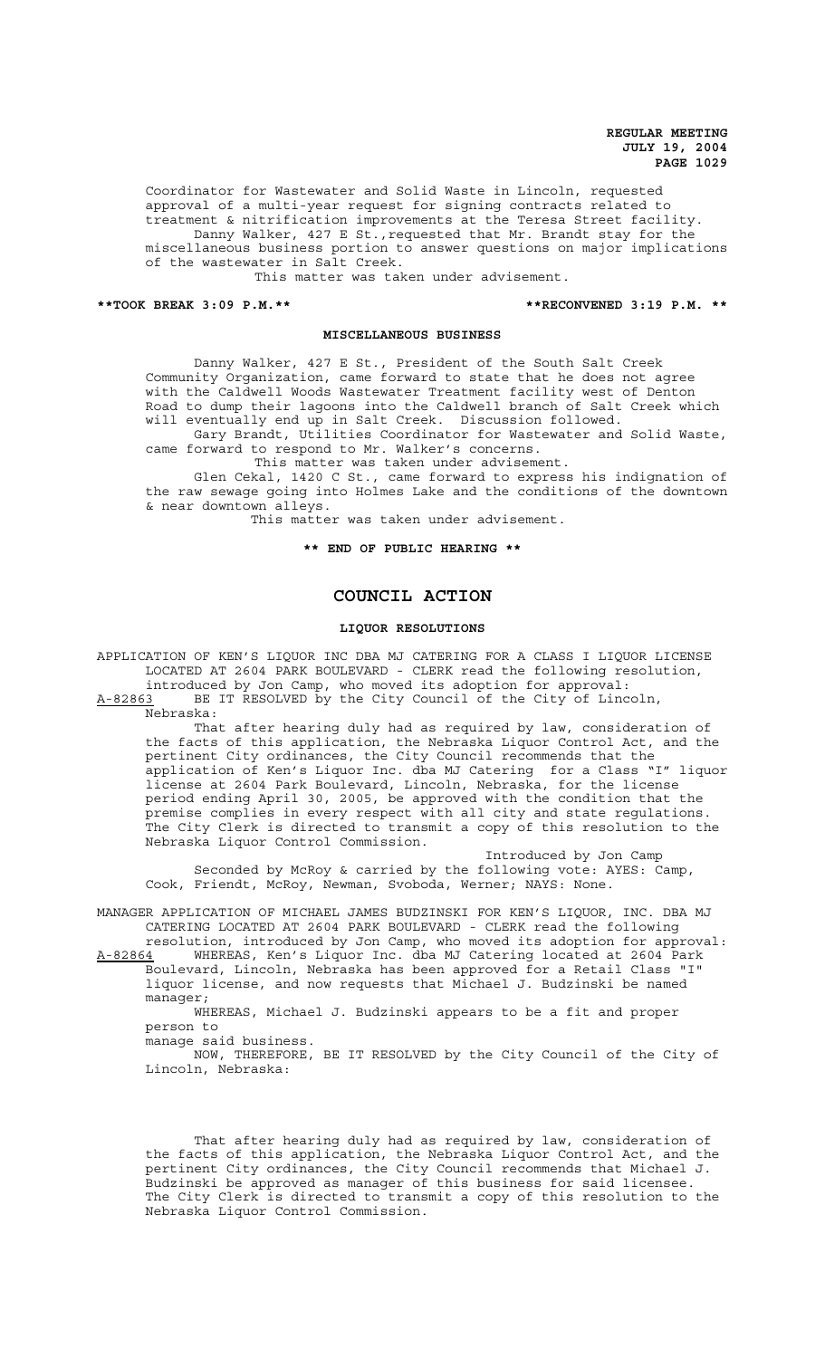Coordinator for Wastewater and Solid Waste in Lincoln, requested approval of a multi-year request for signing contracts related to treatment & nitrification improvements at the Teresa Street facility.

Danny Walker, 427 E St.,requested that Mr. Brandt stay for the miscellaneous business portion to answer questions on major implications of the wastewater in Salt Creek.

This matter was taken under advisement.

**\*\*TOOK BREAK 3:09 P.M.\*\*** **\*\*RECONVENED 3:19 P.M. \*\***

**MISCELLANEOUS BUSINESS**

Danny Walker, 427 E St., President of the South Salt Creek Community Organization, came forward to state that he does not agree with the Caldwell Woods Wastewater Treatment facility west of Denton Road to dump their lagoons into the Caldwell branch of Salt Creek which will eventually end up in Salt Creek. Discussion followed.

Gary Brandt, Utilities Coordinator for Wastewater and Solid Waste, came forward to respond to Mr. Walker's concerns.

This matter was taken under advisement.

Glen Cekal, 1420 C St., came forward to express his indignation of the raw sewage going into Holmes Lake and the conditions of the downtown & near downtown alleys.

This matter was taken under advisement.

**\*\* END OF PUBLIC HEARING \*\***

# COUNCIL ACTION

**LIQUOR RESOLUTIONS**

APPLICATION OF KEN'S LIQUOR INC DBA MJ CATERING FOR A CLASS I LIQUOR LICENSE LOCATED AT 2604 PARK BOULEVARD - CLERK read the following resolution, introduced by Jon Camp, who moved its adoption for approval:

A-82863 BE IT RESOLVED by the City Council of the City of Lincoln, Nebraska:

That after hearing duly had as required by law, consideration of the facts of this application, the Nebraska Liquor Control Act, and the pertinent City ordinances, the City Council recommends that the application of Ken's Liquor Inc. dba MJ Catering for a Class "I" liquor license at 2604 Park Boulevard, Lincoln, Nebraska, for the license period ending April 30, 2005, be approved with the condition that the premise complies in every respect with all city and state regulations. The City Clerk is directed to transmit a copy of this resolution to the Nebraska Liquor Control Commission.

Introduced by Jon Camp

Seconded by McRoy & carried by the following vote: AYES: Camp, Cook, Friendt, McRoy, Newman, Svoboda, Werner; NAYS: None.

MANAGER APPLICATION OF MICHAEL JAMES BUDZINSKI FOR KEN'S LIQUOR, INC. DBA MJ CATERING LOCATED AT 2604 PARK BOULEVARD - CLERK read the following resolution, introduced by Jon Camp, who moved its adoption for approval:

A-82864 WHEREAS, Ken's Liquor Inc. dba MJ Catering located at 2604 Park Boulevard, Lincoln, Nebraska has been approved for a Retail Class "I" liquor license, and now requests that Michael J. Budzinski be named manager;

WHEREAS, Michael J. Budzinski appears to be a fit and proper person to manage said business.

NOW, THEREFORE, BE IT RESOLVED by the City Council of the City of Lincoln, Nebraska:

That after hearing duly had as required by law, consideration of the facts of this application, the Nebraska Liquor Control Act, and the pertinent City ordinances, the City Council recommends that Michael J. Budzinski be approved as manager of this business for said licensee. The City Clerk is directed to transmit a copy of this resolution to the Nebraska Liquor Control Commission.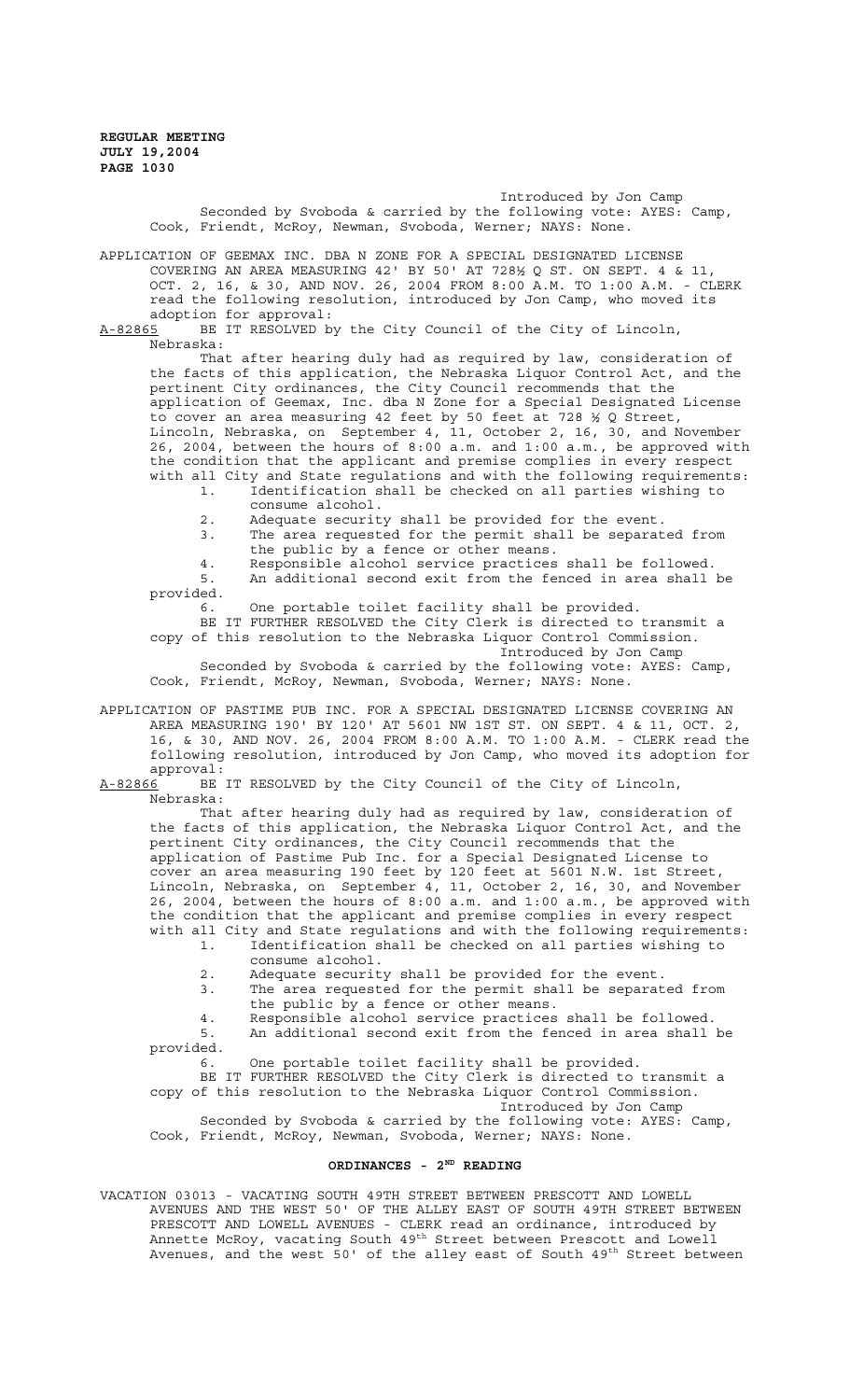Introduced by Jon Camp

Seconded by Svoboda & carried by the following vote: AYES: Camp, Cook, Friendt, McRoy, Newman, Svoboda, Werner; NAYS: None.

APPLICATION OF GEEMAX INC. DBA N ZONE FOR A SPECIAL DESIGNATED LICENSE COVERING AN AREA MEASURING 42' BY 50' AT 728½ Q ST. ON SEPT. 4 & 11, OCT. 2, 16, & 30, AND NOV. 26, 2004 FROM 8:00 A.M. TO 1:00 A.M. - CLERK read the following resolution, introduced by Jon Camp, who moved its adoption for approval:

A-82865 BE IT RESOLVED by the City Council of the City of Lincoln, Nebraska:

That after hearing duly had as required by law, consideration of the facts of this application, the Nebraska Liquor Control Act, and the pertinent City ordinances, the City Council recommends that the application of Geemax, Inc. dba N Zone for a Special Designated License to cover an area measuring 42 feet by 50 feet at 728 ½ Q Street, Lincoln, Nebraska, on September 4, 11, October 2, 16, 30, and November 26, 2004, between the hours of 8:00 a.m. and 1:00 a.m., be approved with the condition that the applicant and premise complies in every respect with all City and State regulations and with the following requirements:

1. Identification shall be checked on all parties wishing to consume alcohol.
2. Adequate security shall be provided for the event.
3. The area requested for the permit shall be separated from the public by a fence or other means.
4. Responsible alcohol service practices shall be followed.
5. An additional second exit from the fenced in area shall be provided.
6. One portable toilet facility shall be provided.

BE IT FURTHER RESOLVED the City Clerk is directed to transmit a copy of this resolution to the Nebraska Liquor Control Commission.

Introduced by Jon Camp

Seconded by Svoboda & carried by the following vote: AYES: Camp, Cook, Friendt, McRoy, Newman, Svoboda, Werner; NAYS: None.

APPLICATION OF PASTIME PUB INC. FOR A SPECIAL DESIGNATED LICENSE COVERING AN AREA MEASURING 190' BY 120' AT 5601 NW 1ST ST. ON SEPT. 4 & 11, OCT. 2, 16, & 30, AND NOV. 26, 2004 FROM 8:00 A.M. TO 1:00 A.M. - CLERK read the following resolution, introduced by Jon Camp, who moved its adoption for approval:

A-82866 BE IT RESOLVED by the City Council of the City of Lincoln, Nebraska:

That after hearing duly had as required by law, consideration of the facts of this application, the Nebraska Liquor Control Act, and the pertinent City ordinances, the City Council recommends that the application of Pastime Pub Inc. for a Special Designated License to cover an area measuring 190 feet by 120 feet at 5601 N.W. 1st Street, Lincoln, Nebraska, on September 4, 11, October 2, 16, 30, and November 26, 2004, between the hours of 8:00 a.m. and 1:00 a.m., be approved with the condition that the applicant and premise complies in every respect with all City and State regulations and with the following requirements:

1. Identification shall be checked on all parties wishing to consume alcohol.
2. Adequate security shall be provided for the event.
3. The area requested for the permit shall be separated from the public by a fence or other means.
4. Responsible alcohol service practices shall be followed.
5. An additional second exit from the fenced in area shall be provided.
6. One portable toilet facility shall be provided.

BE IT FURTHER RESOLVED the City Clerk is directed to transmit a copy of this resolution to the Nebraska Liquor Control Commission.

Introduced by Jon Camp

Seconded by Svoboda & carried by the following vote: AYES: Camp, Cook, Friendt, McRoy, Newman, Svoboda, Werner; NAYS: None.

## ORDINANCES - 2ND READING

VACATION 03013 - VACATING SOUTH 49TH STREET BETWEEN PRESCOTT AND LOWELL AVENUES AND THE WEST 50' OF THE ALLEY EAST OF SOUTH 49TH STREET BETWEEN PRESCOTT AND LOWELL AVENUES - CLERK read an ordinance, introduced by Annette McRoy, vacating South 49th Street between Prescott and Lowell Avenues, and the west 50' of the alley east of South 49th Street between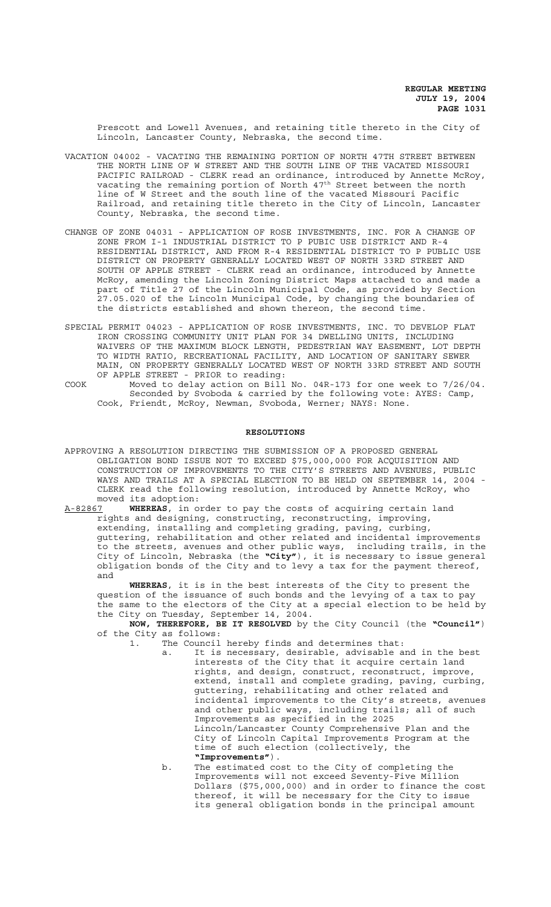Prescott and Lowell Avenues, and retaining title thereto in the City of Lincoln, Lancaster County, Nebraska, the second time.

VACATION 04002 - VACATING THE REMAINING PORTION OF NORTH 47TH STREET BETWEEN THE NORTH LINE OF W STREET AND THE SOUTH LINE OF THE VACATED MISSOURI PACIFIC RAILROAD - CLERK read an ordinance, introduced by Annette McRoy, vacating the remaining portion of North 47th Street between the north line of W Street and the south line of the vacated Missouri Pacific Railroad, and retaining title thereto in the City of Lincoln, Lancaster County, Nebraska, the second time.

CHANGE OF ZONE 04031 - APPLICATION OF ROSE INVESTMENTS, INC. FOR A CHANGE OF ZONE FROM I-1 INDUSTRIAL DISTRICT TO P PUBIC USE DISTRICT AND R-4 RESIDENTIAL DISTRICT, AND FROM R-4 RESIDENTIAL DISTRICT TO P PUBLIC USE DISTRICT ON PROPERTY GENERALLY LOCATED WEST OF NORTH 33RD STREET AND SOUTH OF APPLE STREET - CLERK read an ordinance, introduced by Annette McRoy, amending the Lincoln Zoning District Maps attached to and made a part of Title 27 of the Lincoln Municipal Code, as provided by Section 27.05.020 of the Lincoln Municipal Code, by changing the boundaries of the districts established and shown thereon, the second time.

SPECIAL PERMIT 04023 - APPLICATION OF ROSE INVESTMENTS, INC. TO DEVELOP FLAT IRON CROSSING COMMUNITY UNIT PLAN FOR 34 DWELLING UNITS, INCLUDING WAIVERS OF THE MAXIMUM BLOCK LENGTH, PEDESTRIAN WAY EASEMENT, LOT DEPTH TO WIDTH RATIO, RECREATIONAL FACILITY, AND LOCATION OF SANITARY SEWER MAIN, ON PROPERTY GENERALLY LOCATED WEST OF NORTH 33RD STREET AND SOUTH OF APPLE STREET - PRIOR to reading:

COOK Moved to delay action on Bill No. 04R-173 for one week to 7/26/04. Seconded by Svoboda & carried by the following vote: AYES: Camp, Cook, Friendt, McRoy, Newman, Svoboda, Werner; NAYS: None.

## RESOLUTIONS

APPROVING A RESOLUTION DIRECTING THE SUBMISSION OF A PROPOSED GENERAL OBLIGATION BOND ISSUE NOT TO EXCEED $75,000,000 FOR ACQUISITION AND CONSTRUCTION OF IMPROVEMENTS TO THE CITY'S STREETS AND AVENUES, PUBLIC WAYS AND TRAILS AT A SPECIAL ELECTION TO BE HELD ON SEPTEMBER 14, 2004 - CLERK read the following resolution, introduced by Annette McRoy, who moved its adoption:

A-82867 **WHEREAS**, in order to pay the costs of acquiring certain land rights and designing, constructing, reconstructing, improving, extending, installing and completing grading, paving, curbing, guttering, rehabilitation and other related and incidental improvements to the streets, avenues and other public ways, including trails, in the City of Lincoln, Nebraska (the **"City"**), it is necessary to issue general obligation bonds of the City and to levy a tax for the payment thereof, and

**WHEREAS**, it is in the best interests of the City to present the question of the issuance of such bonds and the levying of a tax to pay the same to the electors of the City at a special election to be held by the City on Tuesday, September 14, 2004.

**NOW, THEREFORE, BE IT RESOLVED** by the City Council (the **"Council"**) of the City as follows:

1. The Council hereby finds and determines that:
   a. It is necessary, desirable, advisable and in the best interests of the City that it acquire certain land rights, and design, construct, reconstruct, improve, extend, install and complete grading, paving, curbing, guttering, rehabilitating and other related and incidental improvements to the City's streets, avenues and other public ways, including trails; all of such Improvements as specified in the 2025 Lincoln/Lancaster County Comprehensive Plan and the City of Lincoln Capital Improvements Program at the time of such election (collectively, the **"Improvements"**).
   b. The estimated cost to the City of completing the Improvements will not exceed Seventy-Five Million Dollars ($75,000,000) and in order to finance the cost thereof, it will be necessary for the City to issue its general obligation bonds in the principal amount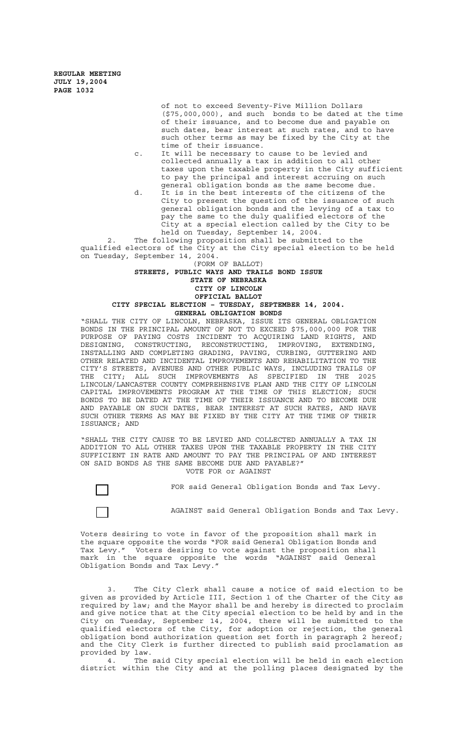of not to exceed Seventy-Five Million Dollars ($75,000,000), and such bonds to be dated at the time of their issuance, and to become due and payable on such dates, bear interest at such rates, and to have such other terms as may be fixed by the City at the time of their issuance.

c. It will be necessary to cause to be levied and collected annually a tax in addition to all other taxes upon the taxable property in the City sufficient to pay the principal and interest accruing on such general obligation bonds as the same become due.

d. It is in the best interests of the citizens of the City to present the question of the issuance of such general obligation bonds and the levying of a tax to pay the same to the duly qualified electors of the City at a special election called by the City to be held on Tuesday, September 14, 2004.

2. The following proposition shall be submitted to the qualified electors of the City at the City special election to be held on Tuesday, September 14, 2004.

(FORM OF BALLOT)

**STREETS, PUBLIC WAYS AND TRAILS BOND ISSUE**
**STATE OF NEBRASKA**
**CITY OF LINCOLN**
**OFFICIAL BALLOT**
**CITY SPECIAL ELECTION – TUESDAY, SEPTEMBER 14, 2004.**
**GENERAL OBLIGATION BONDS**

"SHALL THE CITY OF LINCOLN, NEBRASKA, ISSUE ITS GENERAL OBLIGATION BONDS IN THE PRINCIPAL AMOUNT OF NOT TO EXCEED $75,000,000 FOR THE PURPOSE OF PAYING COSTS INCIDENT TO ACQUIRING LAND RIGHTS, AND DESIGNING, CONSTRUCTING, RECONSTRUCTING, IMPROVING, EXTENDING, INSTALLING AND COMPLETING GRADING, PAVING, CURBING, GUTTERING AND OTHER RELATED AND INCIDENTAL IMPROVEMENTS AND REHABILITATION TO THE CITY'S STREETS, AVENUES AND OTHER PUBLIC WAYS, INCLUDING TRAILS OF THE CITY; ALL SUCH IMPROVEMENTS AS SPECIFIED IN THE 2025 LINCOLN/LANCASTER COUNTY COMPREHENSIVE PLAN AND THE CITY OF LINCOLN CAPITAL IMPROVEMENTS PROGRAM AT THE TIME OF THIS ELECTION; SUCH BONDS TO BE DATED AT THE TIME OF THEIR ISSUANCE AND TO BECOME DUE AND PAYABLE ON SUCH DATES, BEAR INTEREST AT SUCH RATES, AND HAVE SUCH OTHER TERMS AS MAY BE FIXED BY THE CITY AT THE TIME OF THEIR ISSUANCE; AND

"SHALL THE CITY CAUSE TO BE LEVIED AND COLLECTED ANNUALLY A TAX IN ADDITION TO ALL OTHER TAXES UPON THE TAXABLE PROPERTY IN THE CITY SUFFICIENT IN RATE AND AMOUNT TO PAY THE PRINCIPAL OF AND INTEREST ON SAID BONDS AS THE SAME BECOME DUE AND PAYABLE?"

VOTE FOR or AGAINST

☐ FOR said General Obligation Bonds and Tax Levy.

☐ AGAINST said General Obligation Bonds and Tax Levy.

Voters desiring to vote in favor of the proposition shall mark in the square opposite the words "FOR said General Obligation Bonds and Tax Levy." Voters desiring to vote against the proposition shall mark in the square opposite the words "AGAINST said General Obligation Bonds and Tax Levy."

3. The City Clerk shall cause a notice of said election to be given as provided by Article III, Section 1 of the Charter of the City as required by law; and the Mayor shall be and hereby is directed to proclaim and give notice that at the City special election to be held by and in the City on Tuesday, September 14, 2004, there will be submitted to the qualified electors of the City, for adoption or rejection, the general obligation bond authorization question set forth in paragraph 2 hereof; and the City Clerk is further directed to publish said proclamation as provided by law.

4. The said City special election will be held in each election district within the City and at the polling places designated by the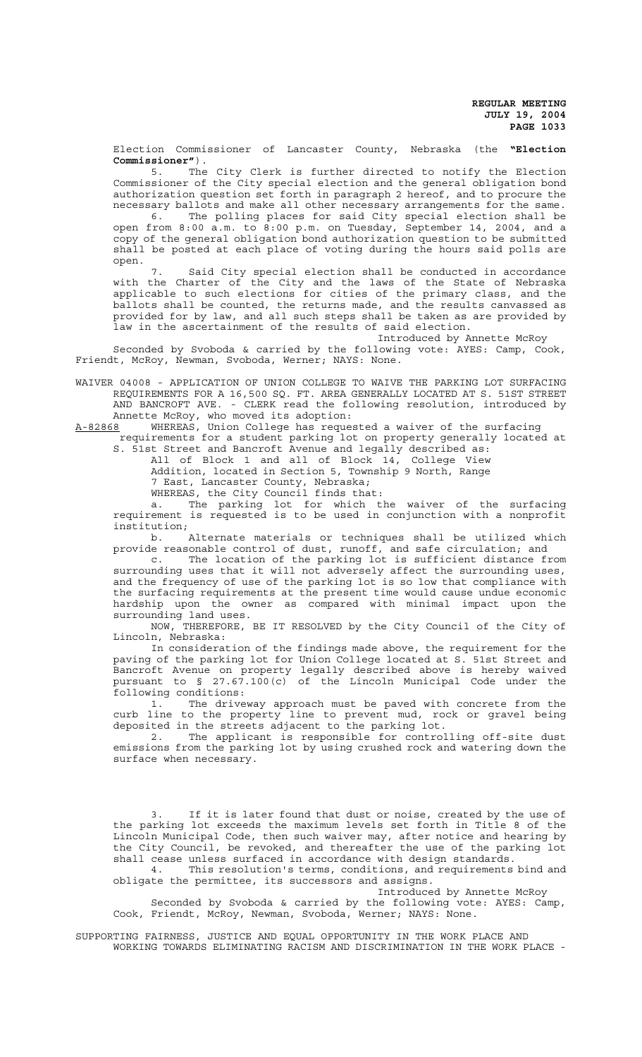Election Commissioner of Lancaster County, Nebraska (the **"Election Commissioner"**).

5. The City Clerk is further directed to notify the Election Commissioner of the City special election and the general obligation bond authorization question set forth in paragraph 2 hereof, and to procure the necessary ballots and make all other necessary arrangements for the same.

6. The polling places for said City special election shall be open from 8:00 a.m. to 8:00 p.m. on Tuesday, September 14, 2004, and a copy of the general obligation bond authorization question to be submitted shall be posted at each place of voting during the hours said polls are open.

7. Said City special election shall be conducted in accordance with the Charter of the City and the laws of the State of Nebraska applicable to such elections for cities of the primary class, and the ballots shall be counted, the returns made, and the results canvassed as provided for by law, and all such steps shall be taken as are provided by law in the ascertainment of the results of said election.

Introduced by Annette McRoy

Seconded by Svoboda & carried by the following vote: AYES: Camp, Cook, Friendt, McRoy, Newman, Svoboda, Werner; NAYS: None.

WAIVER 04008 - APPLICATION OF UNION COLLEGE TO WAIVE THE PARKING LOT SURFACING REQUIREMENTS FOR A 16,500 SQ. FT. AREA GENERALLY LOCATED AT S. 51ST STREET AND BANCROFT AVE. - CLERK read the following resolution, introduced by Annette McRoy, who moved its adoption:

A-82868 WHEREAS, Union College has requested a waiver of the surfacing requirements for a student parking lot on property generally located at S. 51st Street and Bancroft Avenue and legally described as:

All of Block 1 and all of Block 14, College View Addition, located in Section 5, Township 9 North, Range 7 East, Lancaster County, Nebraska;

WHEREAS, the City Council finds that:

a. The parking lot for which the waiver of the surfacing requirement is requested is to be used in conjunction with a nonprofit institution;

b. Alternate materials or techniques shall be utilized which provide reasonable control of dust, runoff, and safe circulation; and

c. The location of the parking lot is sufficient distance from surrounding uses that it will not adversely affect the surrounding uses, and the frequency of use of the parking lot is so low that compliance with the surfacing requirements at the present time would cause undue economic hardship upon the owner as compared with minimal impact upon the surrounding land uses.

NOW, THEREFORE, BE IT RESOLVED by the City Council of the City of Lincoln, Nebraska:

In consideration of the findings made above, the requirement for the paving of the parking lot for Union College located at S. 51st Street and Bancroft Avenue on property legally described above is hereby waived pursuant to § 27.67.100(c) of the Lincoln Municipal Code under the following conditions:

1. The driveway approach must be paved with concrete from the curb line to the property line to prevent mud, rock or gravel being deposited in the streets adjacent to the parking lot.

2. The applicant is responsible for controlling off-site dust emissions from the parking lot by using crushed rock and watering down the surface when necessary.

3. If it is later found that dust or noise, created by the use of the parking lot exceeds the maximum levels set forth in Title 8 of the Lincoln Municipal Code, then such waiver may, after notice and hearing by the City Council, be revoked, and thereafter the use of the parking lot shall cease unless surfaced in accordance with design standards.

4. This resolution's terms, conditions, and requirements bind and obligate the permittee, its successors and assigns.

Introduced by Annette McRoy

Seconded by Svoboda & carried by the following vote: AYES: Camp, Cook, Friendt, McRoy, Newman, Svoboda, Werner; NAYS: None.

SUPPORTING FAIRNESS, JUSTICE AND EQUAL OPPORTUNITY IN THE WORK PLACE AND WORKING TOWARDS ELIMINATING RACISM AND DISCRIMINATION IN THE WORK PLACE -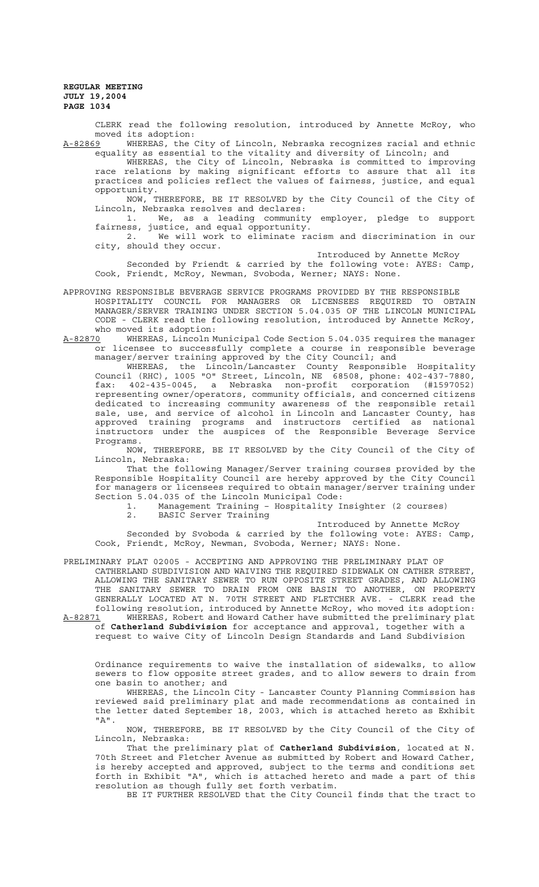CLERK read the following resolution, introduced by Annette McRoy, who moved its adoption:

A-82869 WHEREAS, the City of Lincoln, Nebraska recognizes racial and ethnic equality as essential to the vitality and diversity of Lincoln; and

WHEREAS, the City of Lincoln, Nebraska is committed to improving race relations by making significant efforts to assure that all its practices and policies reflect the values of fairness, justice, and equal opportunity.

NOW, THEREFORE, BE IT RESOLVED by the City Council of the City of Lincoln, Nebraska resolves and declares:

1. We, as a leading community employer, pledge to support fairness, justice, and equal opportunity.

2. We will work to eliminate racism and discrimination in our city, should they occur.

Introduced by Annette McRoy

Seconded by Friendt & carried by the following vote: AYES: Camp, Cook, Friendt, McRoy, Newman, Svoboda, Werner; NAYS: None.

APPROVING RESPONSIBLE BEVERAGE SERVICE PROGRAMS PROVIDED BY THE RESPONSIBLE HOSPITALITY COUNCIL FOR MANAGERS OR LICENSEES REQUIRED TO OBTAIN MANAGER/SERVER TRAINING UNDER SECTION 5.04.035 OF THE LINCOLN MUNICIPAL CODE - CLERK read the following resolution, introduced by Annette McRoy, who moved its adoption:

A-82870 WHEREAS, Lincoln Municipal Code Section 5.04.035 requires the manager or licensee to successfully complete a course in responsible beverage manager/server training approved by the City Council; and

WHEREAS, the Lincoln/Lancaster County Responsible Hospitality Council (RHC), 1005 "O" Street, Lincoln, NE 68508, phone: 402-437-7880, fax: 402-435-0045, a Nebraska non-profit corporation (#1597052) representing owner/operators, community officials, and concerned citizens dedicated to increasing community awareness of the responsible retail sale, use, and service of alcohol in Lincoln and Lancaster County, has approved training programs and instructors certified as national instructors under the auspices of the Responsible Beverage Service Programs.

NOW, THEREFORE, BE IT RESOLVED by the City Council of the City of Lincoln, Nebraska:

That the following Manager/Server training courses provided by the Responsible Hospitality Council are hereby approved by the City Council for managers or licensees required to obtain manager/server training under Section 5.04.035 of the Lincoln Municipal Code:

1. Management Training – Hospitality Insighter (2 courses)
2. BASIC Server Training

Introduced by Annette McRoy

Seconded by Svoboda & carried by the following vote: AYES: Camp, Cook, Friendt, McRoy, Newman, Svoboda, Werner; NAYS: None.

PRELIMINARY PLAT 02005 - ACCEPTING AND APPROVING THE PRELIMINARY PLAT OF CATHERLAND SUBDIVISION AND WAIVING THE REQUIRED SIDEWALK ON CATHER STREET, ALLOWING THE SANITARY SEWER TO RUN OPPOSITE STREET GRADES, AND ALLOWING THE SANITARY SEWER TO DRAIN FROM ONE BASIN TO ANOTHER, ON PROPERTY GENERALLY LOCATED AT N. 70TH STREET AND FLETCHER AVE. - CLERK read the following resolution, introduced by Annette McRoy, who moved its adoption:

A-82871 WHEREAS, Robert and Howard Cather have submitted the preliminary plat of **Catherland Subdivision** for acceptance and approval, together with a request to waive City of Lincoln Design Standards and Land Subdivision Ordinance requirements to waive the installation of sidewalks, to allow sewers to flow opposite street grades, and to allow sewers to drain from one basin to another; and

WHEREAS, the Lincoln City - Lancaster County Planning Commission has reviewed said preliminary plat and made recommendations as contained in the letter dated September 18, 2003, which is attached hereto as Exhibit "A".

NOW, THEREFORE, BE IT RESOLVED by the City Council of the City of Lincoln, Nebraska:

That the preliminary plat of **Catherland Subdivision**, located at N. 70th Street and Fletcher Avenue as submitted by Robert and Howard Cather, is hereby accepted and approved, subject to the terms and conditions set forth in Exhibit "A", which is attached hereto and made a part of this resolution as though fully set forth verbatim.

BE IT FURTHER RESOLVED that the City Council finds that the tract to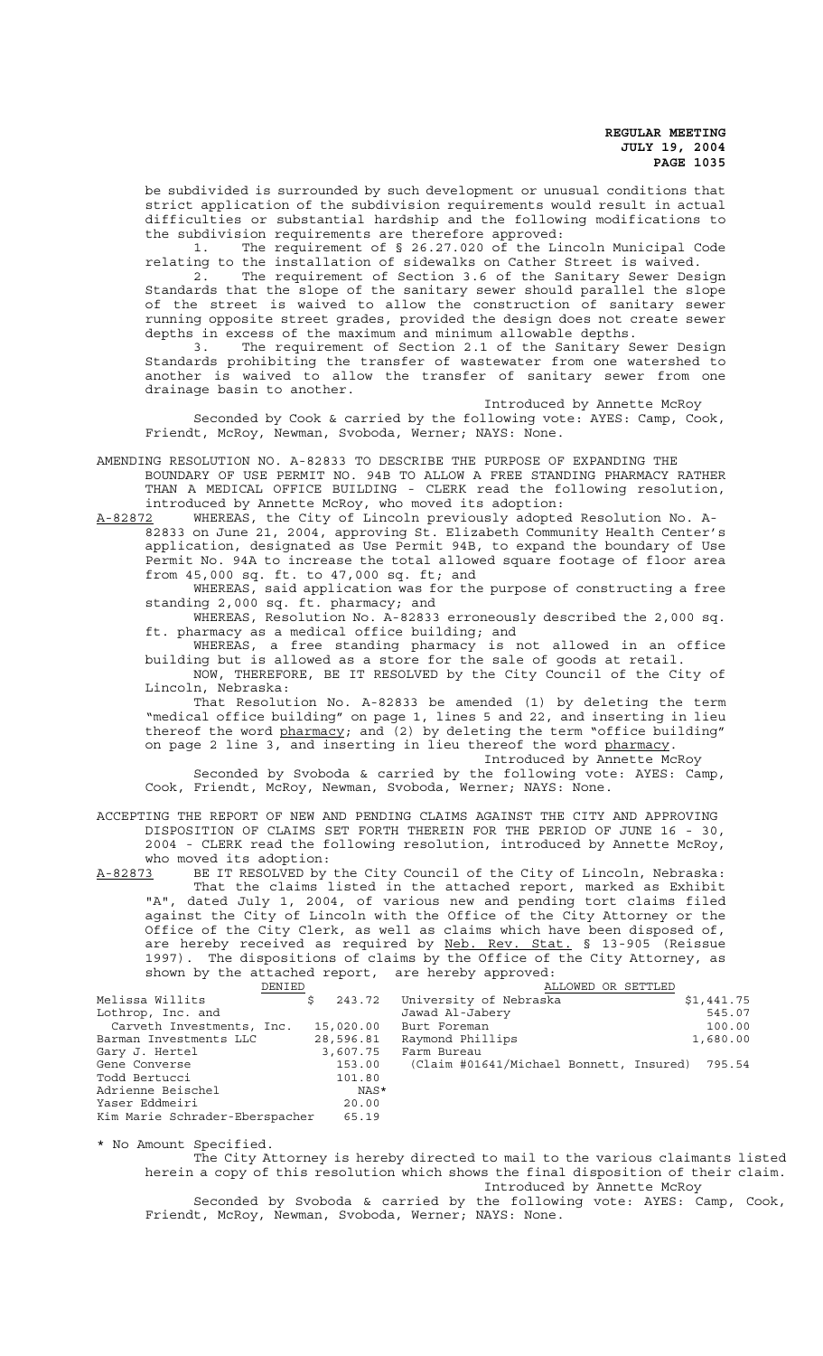be subdivided is surrounded by such development or unusual conditions that strict application of the subdivision requirements would result in actual difficulties or substantial hardship and the following modifications to the subdivision requirements are therefore approved:

1. The requirement of § 26.27.020 of the Lincoln Municipal Code relating to the installation of sidewalks on Cather Street is waived.

2. The requirement of Section 3.6 of the Sanitary Sewer Design Standards that the slope of the sanitary sewer should parallel the slope of the street is waived to allow the construction of sanitary sewer running opposite street grades, provided the design does not create sewer depths in excess of the maximum and minimum allowable depths.

3. The requirement of Section 2.1 of the Sanitary Sewer Design Standards prohibiting the transfer of wastewater from one watershed to another is waived to allow the transfer of sanitary sewer from one drainage basin to another.

Introduced by Annette McRoy

Seconded by Cook & carried by the following vote: AYES: Camp, Cook, Friendt, McRoy, Newman, Svoboda, Werner; NAYS: None.

AMENDING RESOLUTION NO. A-82833 TO DESCRIBE THE PURPOSE OF EXPANDING THE BOUNDARY OF USE PERMIT NO. 94B TO ALLOW A FREE STANDING PHARMACY RATHER THAN A MEDICAL OFFICE BUILDING - CLERK read the following resolution, introduced by Annette McRoy, who moved its adoption:

A-82872 WHEREAS, the City of Lincoln previously adopted Resolution No. A-82833 on June 21, 2004, approving St. Elizabeth Community Health Center's application, designated as Use Permit 94B, to expand the boundary of Use Permit No. 94A to increase the total allowed square footage of floor area from 45,000 sq. ft. to 47,000 sq. ft; and

WHEREAS, said application was for the purpose of constructing a free standing 2,000 sq. ft. pharmacy; and

WHEREAS, Resolution No. A-82833 erroneously described the 2,000 sq. ft. pharmacy as a medical office building; and

WHEREAS, a free standing pharmacy is not allowed in an office building but is allowed as a store for the sale of goods at retail.

NOW, THEREFORE, BE IT RESOLVED by the City Council of the City of Lincoln, Nebraska:

That Resolution No. A-82833 be amended (1) by deleting the term "medical office building" on page 1, lines 5 and 22, and inserting in lieu thereof the word pharmacy; and (2) by deleting the term "office building" on page 2 line 3, and inserting in lieu thereof the word pharmacy.

Introduced by Annette McRoy

Seconded by Svoboda & carried by the following vote: AYES: Camp, Cook, Friendt, McRoy, and Newman, Svoboda, Werner; NAYS: None.

ACCEPTING THE REPORT OF NEW AND PENDING CLAIMS AGAINST THE CITY AND APPROVING DISPOSITION OF CLAIMS SET FORTH THEREIN FOR THE PERIOD OF JUNE 16 - 30, 2004 - CLERK read the following resolution, introduced by Annette McRoy, who moved its adoption:

A-82873 BE IT RESOLVED by the City Council of the City of Lincoln, Nebraska:

That the claims listed in the attached report, marked as Exhibit "A", dated July 1, 2004, of various new and pending tort claims filed against the City of Lincoln with the Office of the City Attorney or the Office of the City Clerk, as well as claims which have been disposed of, are hereby received as required by Neb. Rev. Stat. § 13-905 (Reissue 1997). The dispositions of claims by the Office of the City Attorney, as shown by the attached report, are hereby approved:

| DENIED | | ALLOWED OR SETTLED | |
|---|---|---|---|
| Melissa Willits | $ 243.72 | University of Nebraska | $1,441.75 |
| Lothrop, Inc. and | | Jawad Al-Jabery | 545.07 |
| Carveth Investments, Inc. | 15,020.00 | Burt Foreman | 100.00 |
| Barman Investments LLC | 28,596.81 | Raymond Phillips | 1,680.00 |
| Gary J. Hertel | 3,607.75 | Farm Bureau | |
| Gene Converse | 153.00 | (Claim #01641/Michael Bonnett, Insured) | 795.54 |
| Todd Bertucci | 101.80 | | |
| Adrienne Beischel | NAS* | | |
| Yaser Eddmeiri | 20.00 | | |
| Kim Marie Schrader-Eberspacher | 65.19 | | |

* No Amount Specified.

The City Attorney is hereby directed to mail to the various claimants listed herein a copy of this resolution which shows the final disposition of their claim.

Introduced by Annette McRoy

Seconded by Svoboda & carried by the following vote: AYES: Camp, Cook, Friendt, McRoy, Newman, Svoboda, Werner; NAYS: None.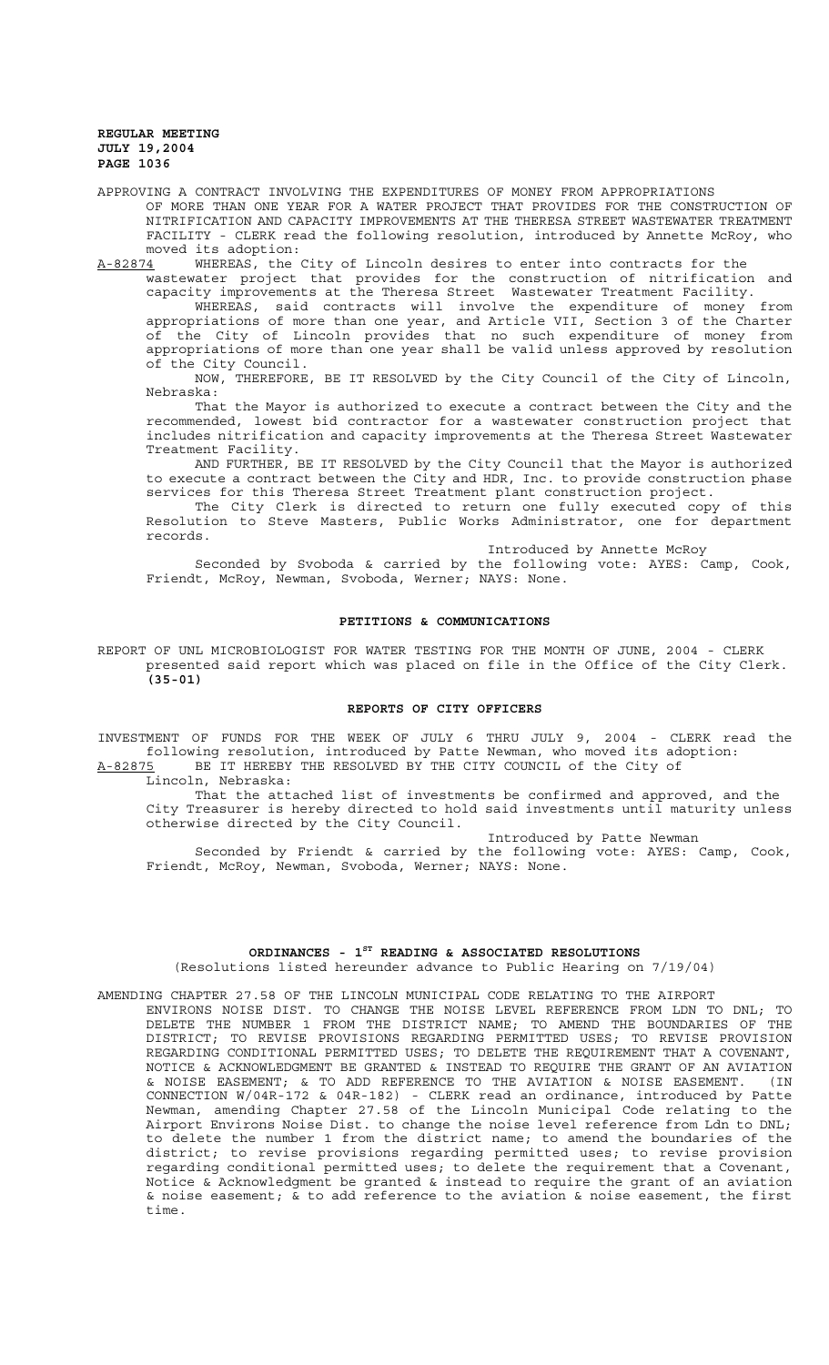APPROVING A CONTRACT INVOLVING THE EXPENDITURES OF MONEY FROM APPROPRIATIONS OF MORE THAN ONE YEAR FOR A WATER PROJECT THAT PROVIDES FOR THE CONSTRUCTION OF NITRIFICATION AND CAPACITY IMPROVEMENTS AT THE THERESA STREET WASTEWATER TREATMENT FACILITY - CLERK read the following resolution, introduced by Annette McRoy, who moved its adoption:

A-82874 WHEREAS, the City of Lincoln desires to enter into contracts for the wastewater project that provides for the construction of nitrification and capacity improvements at the Theresa Street Wastewater Treatment Facility.

WHEREAS, said contracts will involve the expenditure of money from appropriations of more than one year, and Article VII, Section 3 of the Charter of the City of Lincoln provides that no such expenditure of money from appropriations of more than one year shall be valid unless approved by resolution of the City Council.

NOW, THEREFORE, BE IT RESOLVED by the City Council of the City of Lincoln, Nebraska:

That the Mayor is authorized to execute a contract between the City and the recommended, lowest bid contractor for a wastewater construction project that includes nitrification and capacity improvements at the Theresa Street Wastewater Treatment Facility.

AND FURTHER, BE IT RESOLVED by the City Council that the Mayor is authorized to execute a contract between the City and HDR, Inc. to provide construction phase services for this Theresa Street Treatment plant construction project.

The City Clerk is directed to return one fully executed copy of this Resolution to Steve Masters, Public Works Administrator, one for department records.

Introduced by Annette McRoy

Seconded by Svoboda & carried by the following vote: AYES: Camp, Cook, Friendt, McRoy, Newman, Svoboda, Werner; NAYS: None.

## PETITIONS & COMMUNICATIONS

REPORT OF UNL MICROBIOLOGIST FOR WATER TESTING FOR THE MONTH OF JUNE, 2004 - CLERK presented said report which was placed on file in the Office of the City Clerk. **(35-01)**

## REPORTS OF CITY OFFICERS

INVESTMENT OF FUNDS FOR THE WEEK OF JULY 6 THRU JULY 9, 2004 - CLERK read the following resolution, introduced by Patte Newman, who moved its adoption:

A-82875 BE IT HEREBY THE RESOLVED BY THE CITY COUNCIL of the City of Lincoln, Nebraska:

That the attached list of investments be confirmed and approved, and the City Treasurer is hereby directed to hold said investments until maturity unless otherwise directed by the City Council.

Introduced by Patte Newman

Seconded by Friendt & carried by the following vote: AYES: Camp, Cook, Friendt, McRoy, Newman, Svoboda, Werner; NAYS: None.

## ORDINANCES - 1ST READING & ASSOCIATED RESOLUTIONS

(Resolutions listed hereunder advance to Public Hearing on 7/19/04)

AMENDING CHAPTER 27.58 OF THE LINCOLN MUNICIPAL CODE RELATING TO THE AIRPORT ENVIRONS NOISE DIST. TO CHANGE THE NOISE LEVEL REFERENCE FROM LDN TO DNL; TO DELETE THE NUMBER 1 FROM THE DISTRICT NAME; TO AMEND THE BOUNDARIES OF THE DISTRICT; TO REVISE PROVISIONS REGARDING PERMITTED USES; TO REVISE PROVISION REGARDING CONDITIONAL PERMITTED USES; TO DELETE THE REQUIREMENT THAT A COVENANT, NOTICE & ACKNOWLEDGMENT BE GRANTED & INSTEAD TO REQUIRE THE GRANT OF AN AVIATION & NOISE EASEMENT; & TO ADD REFERENCE TO THE AVIATION & NOISE EASEMENT. (IN CONNECTION W/04R-172 & 04R-182) - CLERK read an ordinance, introduced by Patte Newman, amending Chapter 27.58 of the Lincoln Municipal Code relating to the Airport Environs Noise Dist. to change the noise level reference from Ldn to DNL; to delete the number 1 from the district name; to amend the boundaries of the district; to revise provisions regarding permitted uses; to revise provision regarding conditional permitted uses; to delete the requirement that a Covenant, Notice & Acknowledgment be granted & instead to require the grant of an aviation & noise easement; & to add reference to the aviation & noise easement, the first time.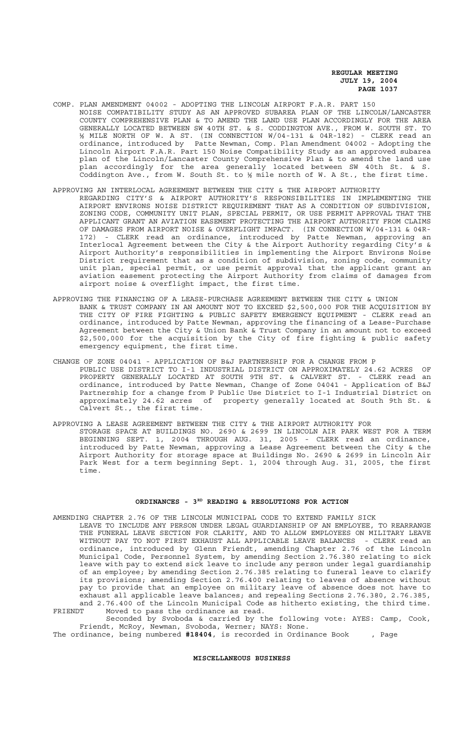COMP. PLAN AMENDMENT 04002 - ADOPTING THE LINCOLN AIRPORT F.A.R. PART 150 NOISE COMPATIBILITY STUDY AS AN APPROVED SUBAREA PLAN OF THE LINCOLN/LANCASTER COUNTY COMPREHENSIVE PLAN & TO AMEND THE LAND USE PLAN ACCORDINGLY FOR THE AREA GENERALLY LOCATED BETWEEN SW 40TH ST. & S. CODDINGTON AVE., FROM W. SOUTH ST. TO ½ MILE NORTH OF W. A ST. (IN CONNECTION W/04-131 & 04R-182) - CLERK read an ordinance, introduced by Patte Newman, Comp. Plan Amendment 04002 - Adopting the Lincoln Airport F.A.R. Part 150 Noise Compatibility Study as an approved subarea plan of the Lincoln/Lancaster County Comprehensive Plan & to amend the land use plan accordingly for the area generally located between SW 40th St. & S. Coddington Ave., from W. South St. to ½ mile north of W. A St., the first time.

APPROVING AN INTERLOCAL AGREEMENT BETWEEN THE CITY & THE AIRPORT AUTHORITY REGARDING CITY'S & AIRPORT AUTHORITY'S RESPONSIBILITIES IN IMPLEMENTING THE AIRPORT ENVIRONS NOISE DISTRICT REQUIREMENT THAT AS A CONDITION OF SUBDIVISION, ZONING CODE, COMMUNITY UNIT PLAN, SPECIAL PERMIT, OR USE PERMIT APPROVAL THAT THE APPLICANT GRANT AN AVIATION EASEMENT PROTECTING THE AIRPORT AUTHORITY FROM CLAIMS OF DAMAGES FROM AIRPORT NOISE & OVERFLIGHT IMPACT. (IN CONNECTION W/04-131 & 04R-172) - CLERK read an ordinance, introduced by Patte Newman, approving an Interlocal Agreement between the City & the Airport Authority regarding City's & Airport Authority's responsibilities in implementing the Airport Environs Noise District requirement that as a condition of subdivision, zoning code, community unit plan, special permit, or use permit approval that the applicant grant an aviation easement protecting the Airport Authority from claims of damages from airport noise & overflight impact, the first time.

APPROVING THE FINANCING OF A LEASE-PURCHASE AGREEMENT BETWEEN THE CITY & UNION BANK & TRUST COMPANY IN AN AMOUNT NOT TO EXCEED $2,500,000 FOR THE ACQUISITION BY THE CITY OF FIRE FIGHTING & PUBLIC SAFETY EMERGENCY EQUIPMENT - CLERK read an ordinance, introduced by Patte Newman, approving the financing of a Lease-Purchase Agreement between the City & Union Bank & Trust Company in an amount not to exceed $2,500,000 for the acquisition by the City of fire fighting & public safety emergency equipment, the first time.

CHANGE OF ZONE 04041 - APPLICATION OF B&J PARTNERSHIP FOR A CHANGE FROM P PUBLIC USE DISTRICT TO I-1 INDUSTRIAL DISTRICT ON APPROXIMATELY 24.62 ACRES OF PROPERTY GENERALLY LOCATED AT SOUTH 9TH ST. & CALVERT ST. - CLERK read an ordinance, introduced by Patte Newman, Change of Zone 04041 - Application of B&J Partnership for a change from P Public Use District to I-1 Industrial District on approximately 24.62 acres of property generally located at South 9th St. & Calvert St., the first time.

APPROVING A LEASE AGREEMENT BETWEEN THE CITY & THE AIRPORT AUTHORITY FOR STORAGE SPACE AT BUILDINGS NO. 2690 & 2699 IN LINCOLN AIR PARK WEST FOR A TERM BEGINNING SEPT. 1, 2004 THROUGH AUG. 31, 2005 - CLERK read an ordinance, introduced by Patte Newman, approving a Lease Agreement between the City & the Airport Authority for storage space at Buildings No. 2690 & 2699 in Lincoln Air Park West for a term beginning Sept. 1, 2004 through Aug. 31, 2005, the first time.

## ORDINANCES - 3RD READING & RESOLUTIONS FOR ACTION

AMENDING CHAPTER 2.76 OF THE LINCOLN MUNICIPAL CODE TO EXTEND FAMILY SICK LEAVE TO INCLUDE ANY PERSON UNDER LEGAL GUARDIANSHIP OF AN EMPLOYEE, TO REARRANGE THE FUNERAL LEAVE SECTION FOR CLARITY, AND TO ALLOW EMPLOYEES ON MILITARY LEAVE WITHOUT PAY TO NOT FIRST EXHAUST ALL APPLICABLE LEAVE BALANCES - CLERK read an ordinance, introduced by Glenn Friendt, amending Chapter 2.76 of the Lincoln Municipal Code, Personnel System, by amending Section 2.76.380 relating to sick leave with pay to extend sick leave to include any person under legal guardianship of an employee; by amending Section 2.76.385 relating to funeral leave to clarify its provisions; amending Section 2.76.400 relating to leaves of absence without pay to provide that an employee on military leave of absence does not have to exhaust all applicable leave balances; and repealing Sections 2.76.380, 2.76.385, and 2.76.400 of the Lincoln Municipal Code as hitherto existing, the third time.

FRIENDT Moved to pass the ordinance as read.

Seconded by Svoboda & carried by the following vote: AYES: Camp, Cook, Friendt, McRoy, Newman, Svoboda, Werner; NAYS: None.

The ordinance, being numbered **#18404**, is recorded in Ordinance Book , Page

## MISCELLANEOUS BUSINESS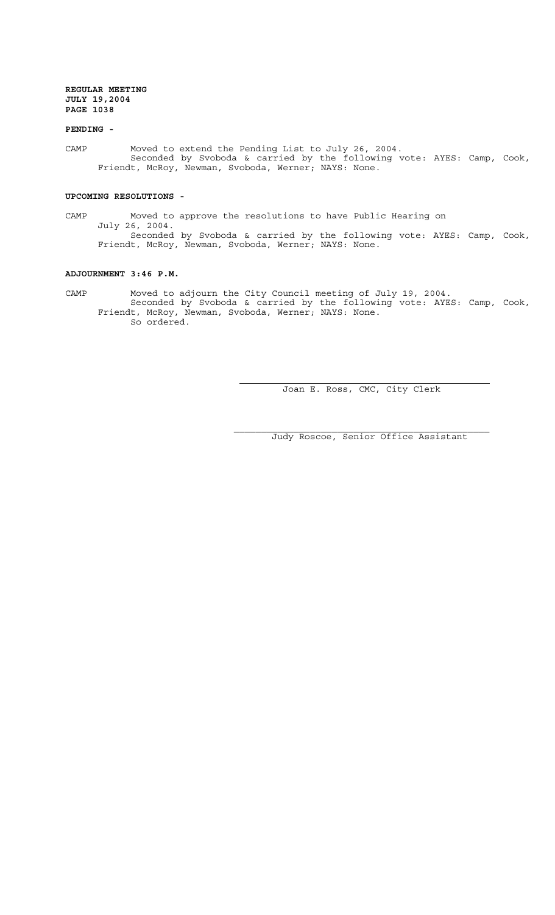**PENDING -**

CAMP Moved to extend the Pending List to July 26, 2004.
Seconded by Svoboda & carried by the following vote: AYES: Camp, Cook, Friendt, McRoy, Newman, Svoboda, Werner; NAYS: None.

**UPCOMING RESOLUTIONS -**

CAMP Moved to approve the resolutions to have Public Hearing on July 26, 2004.
Seconded by Svoboda & carried by the following vote: AYES: Camp, Cook, Friendt, McRoy, Newman, Svoboda, Werner; NAYS: None.

**ADJOURNMENT 3:46 P.M.**

CAMP Moved to adjourn the City Council meeting of July 19, 2004.
Seconded by Svoboda & carried by the following vote: AYES: Camp, Cook, Friendt, McRoy, Newman, Svoboda, Werner; NAYS: None.
So ordered.

Joan E. Ross, CMC, City Clerk

Judy Roscoe, Senior Office Assistant